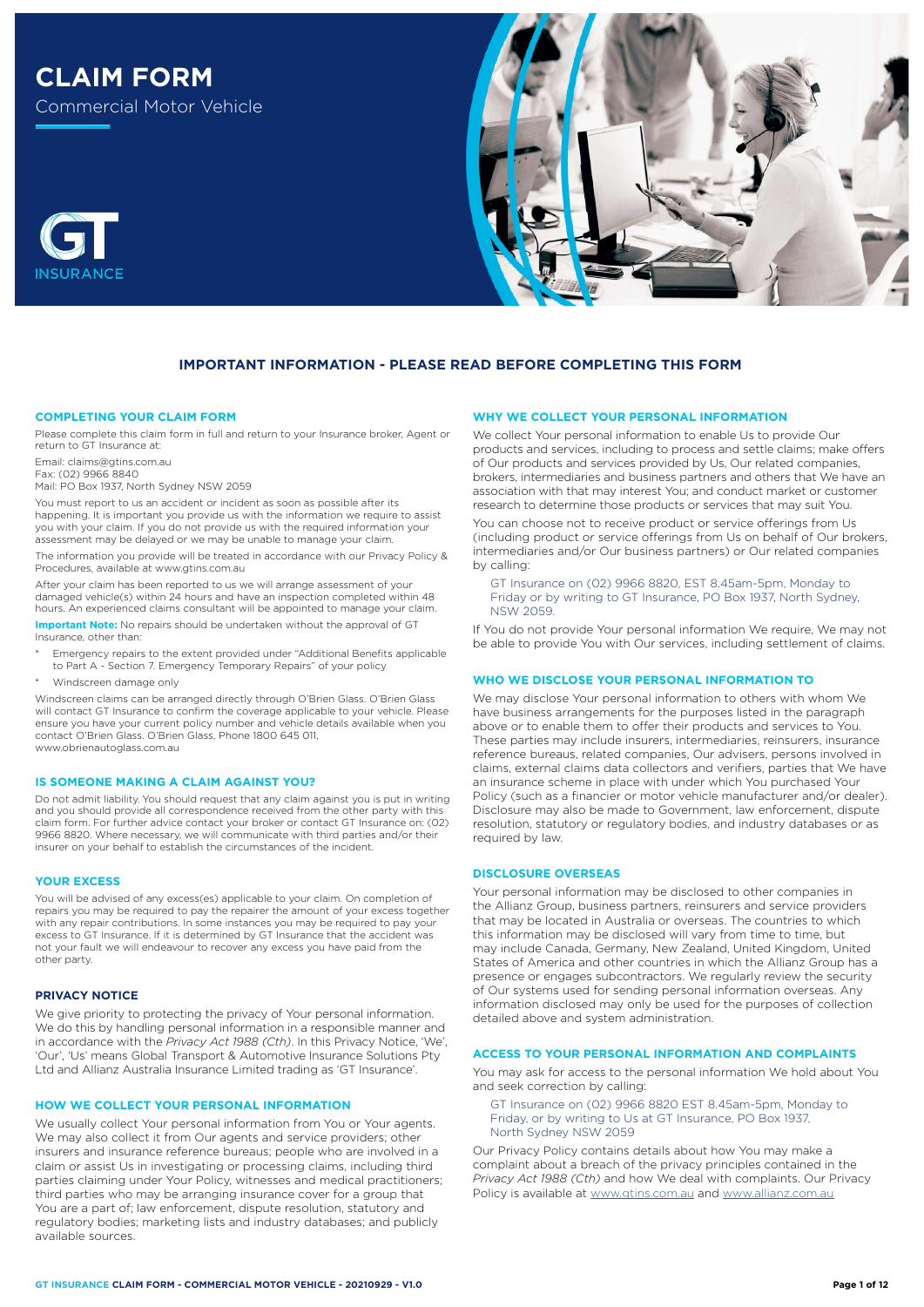# CLAIM FORM

Commercial Motor Vehicle

GT INSURANCE

## IMPORTANT INFORMATION - PLEASE READ BEFORE COMPLETING THIS FORM

### COMPLETING YOUR CLAIM FORM

Please complete this claim form in full and return to your Insurance broker, Agent or return to GT Insurance at:

Email: claims@gtins.com.au
Fax: (02) 9966 8840
Mail: PO Box 1937, North Sydney NSW 2059

You must report to us an accident or incident as soon as possible after its happening. It is important you provide us with the information we require to assist you with your claim. If you do not provide us with the required information your assessment may be delayed or we may be unable to manage your claim.

The information you provide will be treated in accordance with our Privacy Policy & Procedures, available at www.gtins.com.au

After your claim has been reported to us we will arrange assessment of your damaged vehicle(s) within 24 hours and have an inspection completed within 48 hours. An experienced claims consultant will be appointed to manage your claim.

**Important Note:** No repairs should be undertaken without the approval of GT Insurance, other than:

* Emergency repairs to the extent provided under "Additional Benefits applicable to Part A - Section 7. Emergency Temporary Repairs" of your policy
* Windscreen damage only

Windscreen claims can be arranged directly through O'Brien Glass. O'Brien Glass will contact GT Insurance to confirm the coverage applicable to your vehicle. Please ensure you have your current policy number and vehicle details available when you contact O'Brien Glass. O'Brien Glass, Phone 1800 645 011, www.obrienautoglass.com.au

### IS SOMEONE MAKING A CLAIM AGAINST YOU?

Do not admit liability. You should request that any claim against you is put in writing and you should provide all correspondence received from the other party with this claim form. For further advice contact your broker or contact GT Insurance on: (02) 9966 8820. Where necessary, we will communicate with third parties and/or their insurer on your behalf to establish the circumstances of the incident.

### YOUR EXCESS

You will be advised of any excess(es) applicable to your claim. On completion of repairs you may be required to pay the repairer the amount of your excess together with any repair contributions. In some instances you may be required to pay your excess to GT Insurance. If it is determined by GT Insurance that the accident was not your fault we will endeavour to recover any excess you have paid from the other party.

### PRIVACY NOTICE

We give priority to protecting the privacy of Your personal information. We do this by handling personal information in a responsible manner and in accordance with the *Privacy Act 1988 (Cth)*. In this Privacy Notice, 'We', 'Our', 'Us' means Global Transport & Automotive Insurance Solutions Pty Ltd and Allianz Australia Insurance Limited trading as 'GT Insurance'.

### HOW WE COLLECT YOUR PERSONAL INFORMATION

We usually collect Your personal information from You or Your agents. We may also collect it from Our agents and service providers; other insurers and insurance reference bureaus; people who are involved in a claim or assist Us in investigating or processing claims, including third parties claiming under Your Policy, witnesses and medical practitioners; third parties who may be arranging insurance cover for a group that You are a part of; law enforcement, dispute resolution, statutory and regulatory bodies; marketing lists and industry databases; and publicly available sources.

### WHY WE COLLECT YOUR PERSONAL INFORMATION

We collect Your personal information to enable Us to provide Our products and services, including to process and settle claims; make offers of Our products and services provided by Us, Our related companies, brokers, intermediaries and business partners and others that We have an association with that may interest You; and conduct market or customer research to determine those products or services that may suit You.

You can choose not to receive product or service offerings from Us (including product or service offerings from Us on behalf of Our brokers, intermediaries and/or Our business partners) or Our related companies by calling:

GT Insurance on (02) 9966 8820, EST 8.45am-5pm, Monday to Friday or by writing to GT Insurance, PO Box 1937, North Sydney, NSW 2059.

If You do not provide Your personal information We require, We may not be able to provide You with Our services, including settlement of claims.

### WHO WE DISCLOSE YOUR PERSONAL INFORMATION TO

We may disclose Your personal information to others with whom We have business arrangements for the purposes listed in the paragraph above or to enable them to offer their products and services to You. These parties may include insurers, intermediaries, reinsurers, insurance reference bureaus, related companies, Our advisers, persons involved in claims, external claims data collectors and verifiers, parties that We have an insurance scheme in place with under which You purchased Your Policy (such as a financier or motor vehicle manufacturer and/or dealer). Disclosure may also be made to Government, law enforcement, dispute resolution, statutory or regulatory bodies, and industry databases or as required by law.

### DISCLOSURE OVERSEAS

Your personal information may be disclosed to other companies in the Allianz Group, business partners, reinsurers and service providers that may be located in Australia or overseas. The countries to which this information may be disclosed will vary from time to time, but may include Canada, Germany, New Zealand, United Kingdom, United States of America and other countries in which the Allianz Group has a presence or engages subcontractors. We regularly review the security of Our systems used for sending personal information overseas. Any information disclosed may only be used for the purposes of collection detailed above and system administration.

### ACCESS TO YOUR PERSONAL INFORMATION AND COMPLAINTS

You may ask for access to the personal information We hold about You and seek correction by calling:

GT Insurance on (02) 9966 8820 EST 8.45am-5pm, Monday to Friday, or by writing to Us at GT Insurance, PO Box 1937, North Sydney NSW 2059

Our Privacy Policy contains details about how You may make a complaint about a breach of the privacy principles contained in the *Privacy Act 1988 (Cth)* and how We deal with complaints. Our Privacy Policy is available at www.gtins.com.au and www.allianz.com.au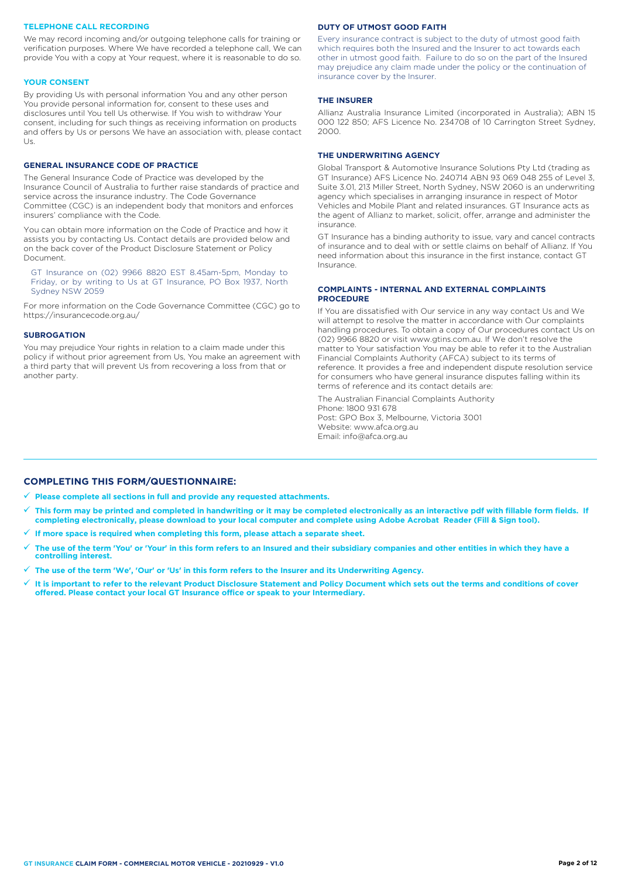### TELEPHONE CALL RECORDING

We may record incoming and/or outgoing telephone calls for training or verification purposes. Where We have recorded a telephone call, We can provide You with a copy at Your request, where it is reasonable to do so.

### YOUR CONSENT

By providing Us with personal information You and any other person You provide personal information for, consent to these uses and disclosures until You tell Us otherwise. If You wish to withdraw Your consent, including for such things as receiving information on products and offers by Us or persons We have an association with, please contact Us.

### GENERAL INSURANCE CODE OF PRACTICE

The General Insurance Code of Practice was developed by the Insurance Council of Australia to further raise standards of practice and service across the insurance industry. The Code Governance Committee (CGC) is an independent body that monitors and enforces insurers' compliance with the Code.

You can obtain more information on the Code of Practice and how it assists you by contacting Us. Contact details are provided below and on the back cover of the Product Disclosure Statement or Policy Document.

GT Insurance on (02) 9966 8820 EST 8.45am-5pm, Monday to Friday, or by writing to Us at GT Insurance, PO Box 1937, North Sydney NSW 2059

For more information on the Code Governance Committee (CGC) go to https://insurancecode.org.au/

### SUBROGATION

You may prejudice Your rights in relation to a claim made under this policy if without prior agreement from Us, You make an agreement with a third party that will prevent Us from recovering a loss from that or another party.

### DUTY OF UTMOST GOOD FAITH

Every insurance contract is subject to the duty of utmost good faith which requires both the Insured and the Insurer to act towards each other in utmost good faith. Failure to do so on the part of the Insured may prejudice any claim made under the policy or the continuation of insurance cover by the Insurer.

### THE INSURER

Allianz Australia Insurance Limited (incorporated in Australia); ABN 15 000 122 850; AFS Licence No. 234708 of 10 Carrington Street Sydney, 2000.

### THE UNDERWRITING AGENCY

Global Transport & Automotive Insurance Solutions Pty Ltd (trading as GT Insurance) AFS Licence No. 240714 ABN 93 069 048 255 of Level 3, Suite 3.01, 213 Miller Street, North Sydney, NSW 2060 is an underwriting agency which specialises in arranging insurance in respect of Motor Vehicles and Mobile Plant and related insurances. GT Insurance acts as the agent of Allianz to market, solicit, offer, arrange and administer the insurance.

GT Insurance has a binding authority to issue, vary and cancel contracts of insurance and to deal with or settle claims on behalf of Allianz. If You need information about this insurance in the first instance, contact GT Insurance.

### COMPLAINTS - INTERNAL AND EXTERNAL COMPLAINTS PROCEDURE

If You are dissatisfied with Our service in any way contact Us and We will attempt to resolve the matter in accordance with Our complaints handling procedures. To obtain a copy of Our procedures contact Us on (02) 9966 8820 or visit www.gtins.com.au. If We don't resolve the matter to Your satisfaction You may be able to refer it to the Australian Financial Complaints Authority (AFCA) subject to its terms of reference. It provides a free and independent dispute resolution service for consumers who have general insurance disputes falling within its terms of reference and its contact details are:

The Australian Financial Complaints Authority
Phone: 1800 931 678
Post: GPO Box 3, Melbourne, Victoria 3001
Website: www.afca.org.au
Email: info@afca.org.au

## COMPLETING THIS FORM/QUESTIONNAIRE:

- ✓ **Please complete all sections in full and provide any requested attachments.**
- ✓ **This form may be printed and completed in handwriting or it may be completed electronically as an interactive pdf with fillable form fields. If completing electronically, please download to your local computer and complete using Adobe Acrobat Reader (Fill & Sign tool).**
- ✓ **If more space is required when completing this form, please attach a separate sheet.**
- ✓ **The use of the term 'You' or 'Your' in this form refers to an Insured and their subsidiary companies and other entities in which they have a controlling interest.**
- ✓ **The use of the term 'We', 'Our' or 'Us' in this form refers to the Insurer and its Underwriting Agency.**
- ✓ **It is important to refer to the relevant Product Disclosure Statement and Policy Document which sets out the terms and conditions of cover offered. Please contact your local GT Insurance office or speak to your Intermediary.**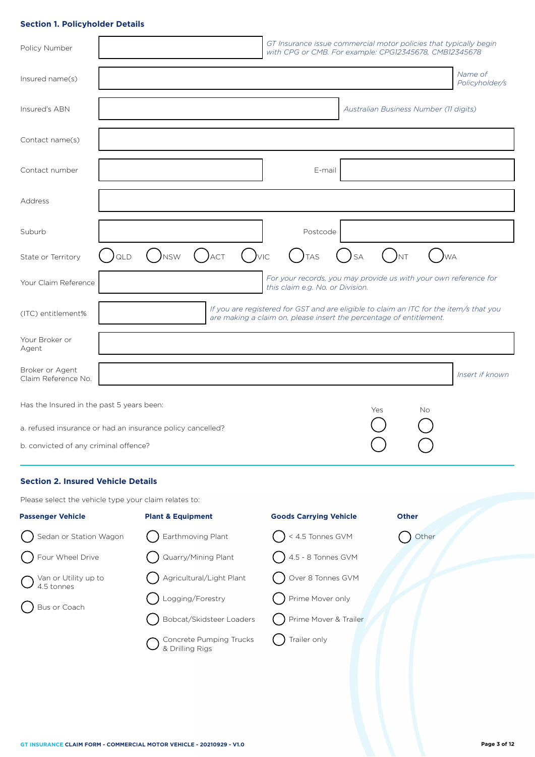## Section 1. Policyholder Details

| Field | Entry | Note |
|---|---|---|
| Policy Number | | *GT Insurance issue commercial motor policies that typically begin with CPG or CMB. For example: CPG12345678, CMB12345678* |
| Insured name(s) | | *Name of Policyholder/s* |
| Insured's ABN | | *Australian Business Number (11 digits)* |
| Contact name(s) | | |
| Contact number | | E-mail |
| Address | | |
| Suburb | | Postcode |
| State or Territory | ◯ QLD ◯ NSW ◯ ACT ◯ VIC ◯ TAS ◯ SA ◯ NT ◯ WA | |
| Your Claim Reference | | *For your records, you may provide us with your own reference for this claim e.g. No. or Division.* |
| (ITC) entitlement% | | *If you are registered for GST and are eligible to claim an ITC for the item/s that you are making a claim on, please insert the percentage of entitlement.* |
| Your Broker or Agent | | |
| Broker or Agent Claim Reference No. | | *Insert if known* |

Has the Insured in the past 5 years been:

| | Yes | No |
|---|---|---|
| a. refused insurance or had an insurance policy cancelled? | ◯ | ◯ |
| b. convicted of any criminal offence? | ◯ | ◯ |

## Section 2. Insured Vehicle Details

Please select the vehicle type your claim relates to:

| Passenger Vehicle | Plant & Equipment | Goods Carrying Vehicle | Other |
|---|---|---|---|
| ◯ Sedan or Station Wagon | ◯ Earthmoving Plant | ◯ < 4.5 Tonnes GVM | ◯ Other |
| ◯ Four Wheel Drive | ◯ Quarry/Mining Plant | ◯ 4.5 - 8 Tonnes GVM | |
| ◯ Van or Utility up to 4.5 tonnes | ◯ Agricultural/Light Plant | ◯ Over 8 Tonnes GVM | |
| ◯ Bus or Coach | ◯ Logging/Forestry | ◯ Prime Mover only | |
| | ◯ Bobcat/Skidsteer Loaders | ◯ Prime Mover & Trailer | |
| | ◯ Concrete Pumping Trucks & Drilling Rigs | ◯ Trailer only | |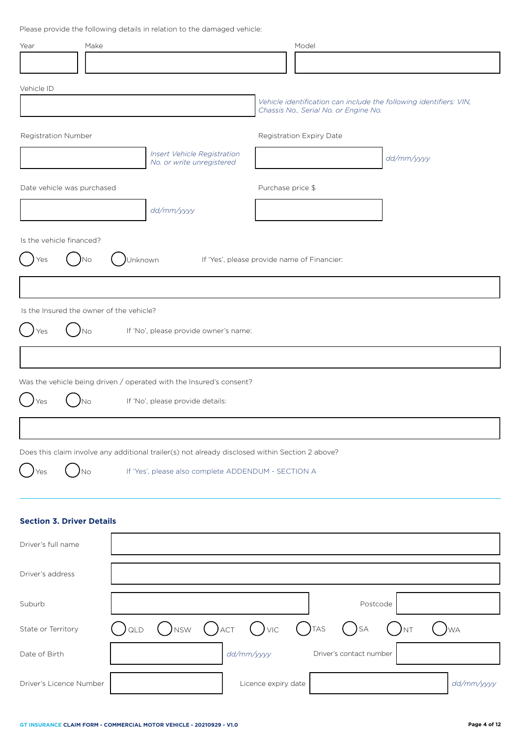Please provide the following details in relation to the damaged vehicle:

Year

Make

Model

Vehicle ID

*Vehicle identification can include the following identifiers: VIN, Chassis No., Serial No. or Engine No.*

Registration Number

*Insert Vehicle Registration No. or write unregistered*

Registration Expiry Date

*dd/mm/yyyy*

Date vehicle was purchased

*dd/mm/yyyy*

Purchase price $

Is the vehicle financed?

◯ Yes ◯ No ◯ Unknown

If 'Yes', please provide name of Financier:

Is the Insured the owner of the vehicle?

◯ Yes ◯ No

If 'No', please provide owner's name:

Was the vehicle being driven / operated with the Insured's consent?

◯ Yes ◯ No

If 'No', please provide details:

Does this claim involve any additional trailer(s) not already disclosed within Section 2 above?

◯ Yes ◯ No

If 'Yes', please also complete ADDENDUM - SECTION A

---

### Section 3. Driver Details

Driver's full name

Driver's address

Suburb

Postcode

State or Territory ◯ QLD ◯ NSW ◯ ACT ◯ VIC ◯ TAS ◯ SA ◯ NT ◯ WA

Date of Birth *dd/mm/yyyy*

Driver's contact number

Driver's Licence Number

Licence expiry date *dd/mm/yyyy*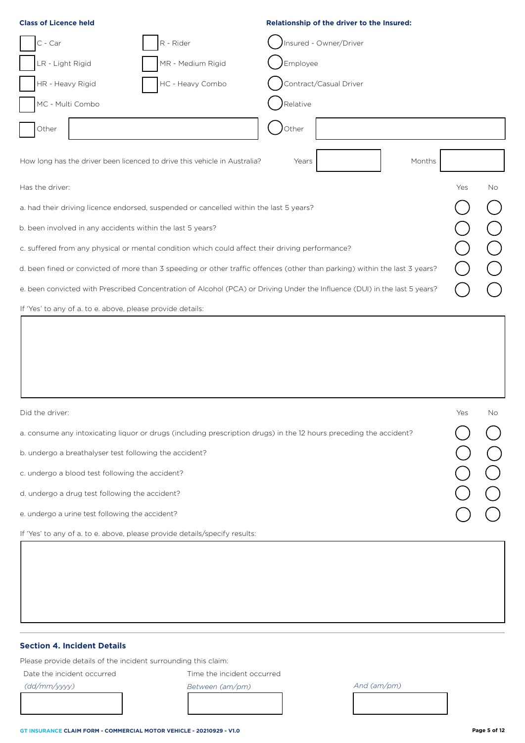**Class of Licence held**

- [ ] C - Car
- [ ] R - Rider
- [ ] LR - Light Rigid
- [ ] MR - Medium Rigid
- [ ] HR - Heavy Rigid
- [ ] HC - Heavy Combo
- [ ] MC - Multi Combo
- [ ] Other

**Relationship of the driver to the Insured:**

- ( ) Insured - Owner/Driver
- ( ) Employee
- ( ) Contract/Casual Driver
- ( ) Relative
- ( ) Other

How long has the driver been licenced to drive this vehicle in Australia? Years ______ Months ______

| Has the driver: | Yes | No |
|---|---|---|
| a. had their driving licence endorsed, suspended or cancelled within the last 5 years? | ( ) | ( ) |
| b. been involved in any accidents within the last 5 years? | ( ) | ( ) |
| c. suffered from any physical or mental condition which could affect their driving performance? | ( ) | ( ) |
| d. been fined or convicted of more than 3 speeding or other traffic offences (other than parking) within the last 3 years? | ( ) | ( ) |
| e. been convicted with Prescribed Concentration of Alcohol (PCA) or Driving Under the Influence (DUI) in the last 5 years? | ( ) | ( ) |

If 'Yes' to any of a. to e. above, please provide details:

| Did the driver: | Yes | No |
|---|---|---|
| a. consume any intoxicating liquor or drugs (including prescription drugs) in the 12 hours preceding the accident? | ( ) | ( ) |
| b. undergo a breathalyser test following the accident? | ( ) | ( ) |
| c. undergo a blood test following the accident? | ( ) | ( ) |
| d. undergo a drug test following the accident? | ( ) | ( ) |
| e. undergo a urine test following the accident? | ( ) | ( ) |

If 'Yes' to any of a. to e. above, please provide details/specify results:

### Section 4. Incident Details

Please provide details of the incident surrounding this claim:

Date the incident occurred *(dd/mm/yyyy)*

Time the incident occurred *Between (am/pm)* *And (am/pm)*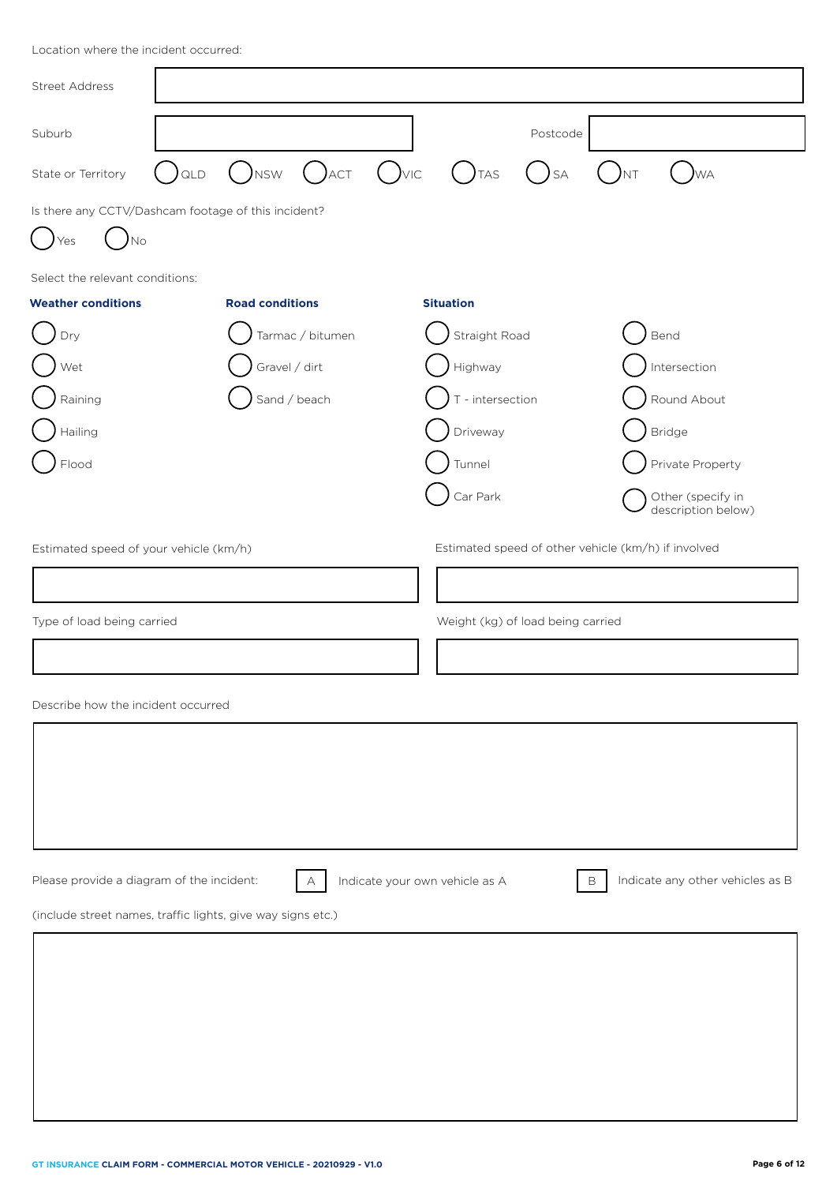Location where the incident occurred:

| | |
|---|---|
| Street Address | |
| Suburb | |
| Postcode | |

State or Territory: ( ) QLD ( ) NSW ( ) ACT ( ) VIC ( ) TAS ( ) SA ( ) NT ( ) WA

Is there any CCTV/Dashcam footage of this incident?

( ) Yes ( ) No

Select the relevant conditions:

| **Weather conditions** | **Road conditions** | **Situation** | |
|---|---|---|---|
| ( ) Dry | ( ) Tarmac / bitumen | ( ) Straight Road | ( ) Bend |
| ( ) Wet | ( ) Gravel / dirt | ( ) Highway | ( ) Intersection |
| ( ) Raining | ( ) Sand / beach | ( ) T - intersection | ( ) Round About |
| ( ) Hailing | | ( ) Driveway | ( ) Bridge |
| ( ) Flood | | ( ) Tunnel | ( ) Private Property |
| | | ( ) Car Park | ( ) Other (specify in description below) |

| Estimated speed of your vehicle (km/h) | Estimated speed of other vehicle (km/h) if involved |
|---|---|
| | |

| Type of load being carried | Weight (kg) of load being carried |
|---|---|
| | |

Describe how the incident occurred

| |
|---|
| |

Please provide a diagram of the incident: [A] Indicate your own vehicle as A [B] Indicate any other vehicles as B

(include street names, traffic lights, give way signs etc.)

| |
|---|
| |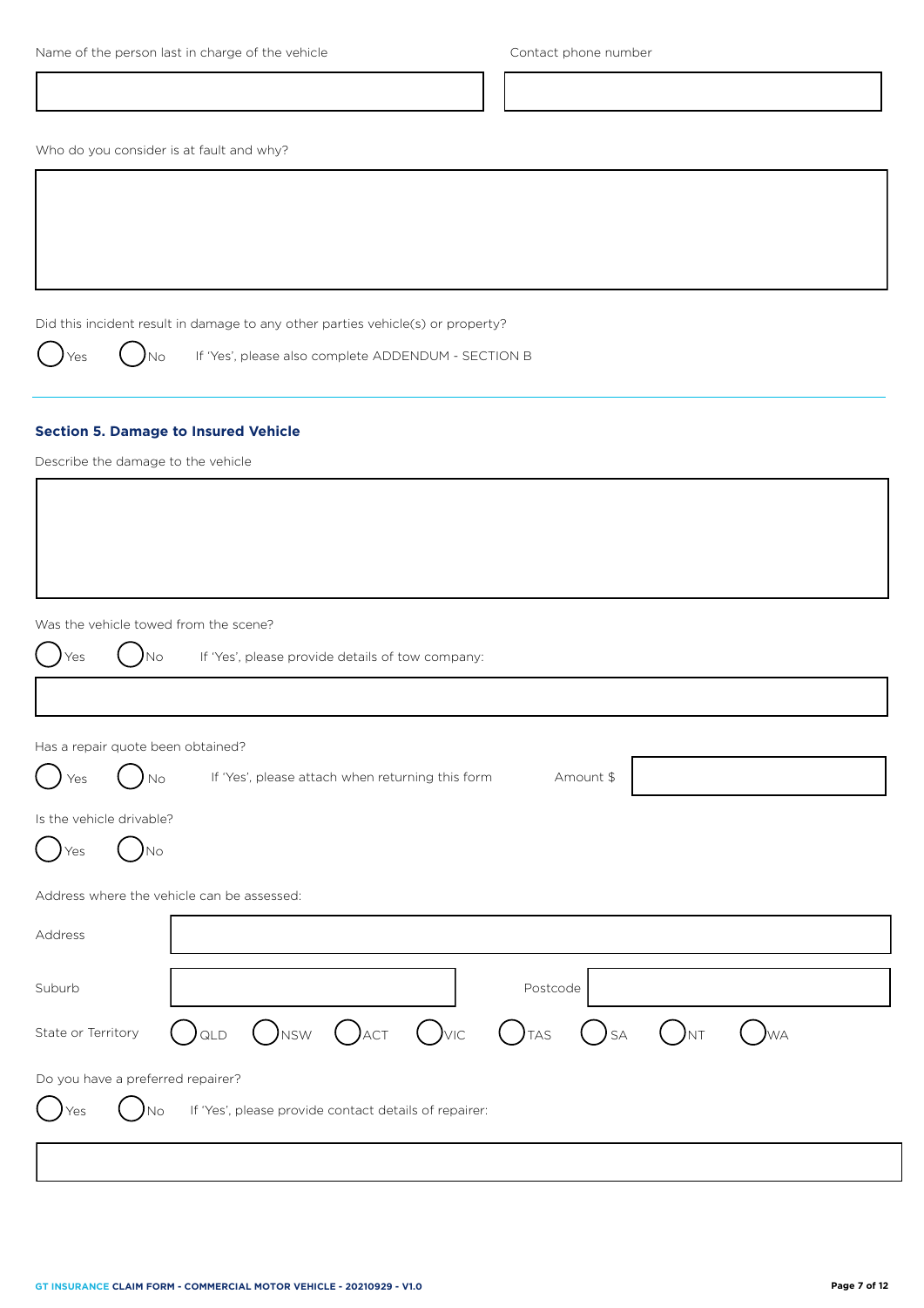Name of the person last in charge of the vehicle

Contact phone number

Who do you consider is at fault and why?

Did this incident result in damage to any other parties vehicle(s) or property?

( ) Yes ( ) No If 'Yes', please also complete ADDENDUM - SECTION B

---

### Section 5. Damage to Insured Vehicle

Describe the damage to the vehicle

Was the vehicle towed from the scene?

( ) Yes ( ) No If 'Yes', please provide details of tow company:

Has a repair quote been obtained?

( ) Yes ( ) No If 'Yes', please attach when returning this form Amount $

Is the vehicle drivable?

( ) Yes ( ) No

Address where the vehicle can be assessed:

Address

Suburb

Postcode

State or Territory ( ) QLD ( ) NSW ( ) ACT ( ) VIC ( ) TAS ( ) SA ( ) NT ( ) WA

Do you have a preferred repairer?

( ) Yes ( ) No If 'Yes', please provide contact details of repairer: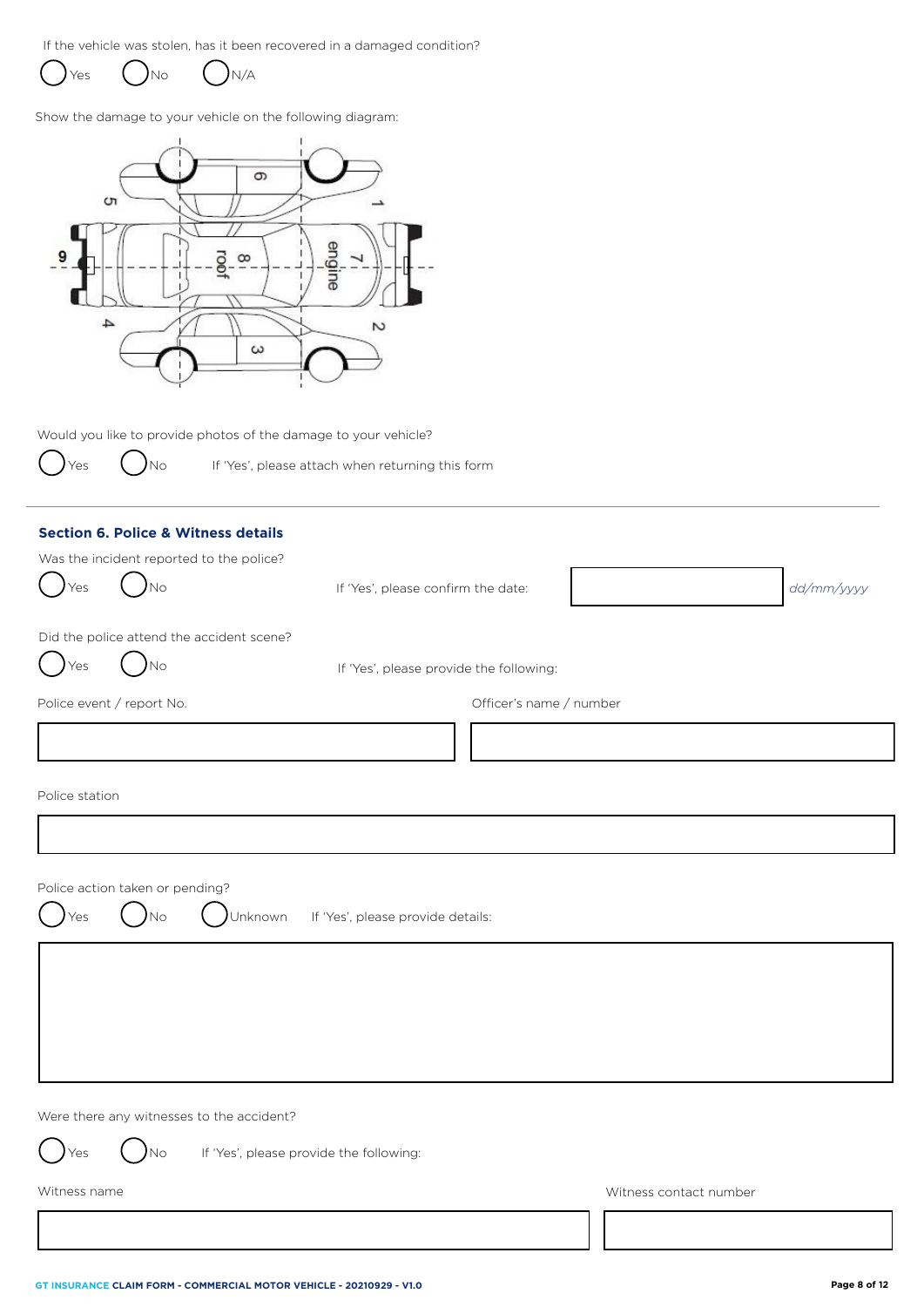If the vehicle was stolen, has it been recovered in a damaged condition?

◯ Yes ◯ No ◯ N/A

Show the damage to your vehicle on the following diagram:

1 2 3 4 5 6 7 engine 8 roof 9

Would you like to provide photos of the damage to your vehicle?

◯ Yes ◯ No If 'Yes', please attach when returning this form

## Section 6. Police & Witness details

Was the incident reported to the police?

◯ Yes ◯ No If 'Yes', please confirm the date: _______ *dd/mm/yyyy*

Did the police attend the accident scene?

◯ Yes ◯ No If 'Yes', please provide the following:

Police event / report No. _______

Officer's name / number _______

Police station _______

Police action taken or pending?

◯ Yes ◯ No ◯ Unknown If 'Yes', please provide details:

_______

Were there any witnesses to the accident?

◯ Yes ◯ No If 'Yes', please provide the following:

Witness name _______

Witness contact number _______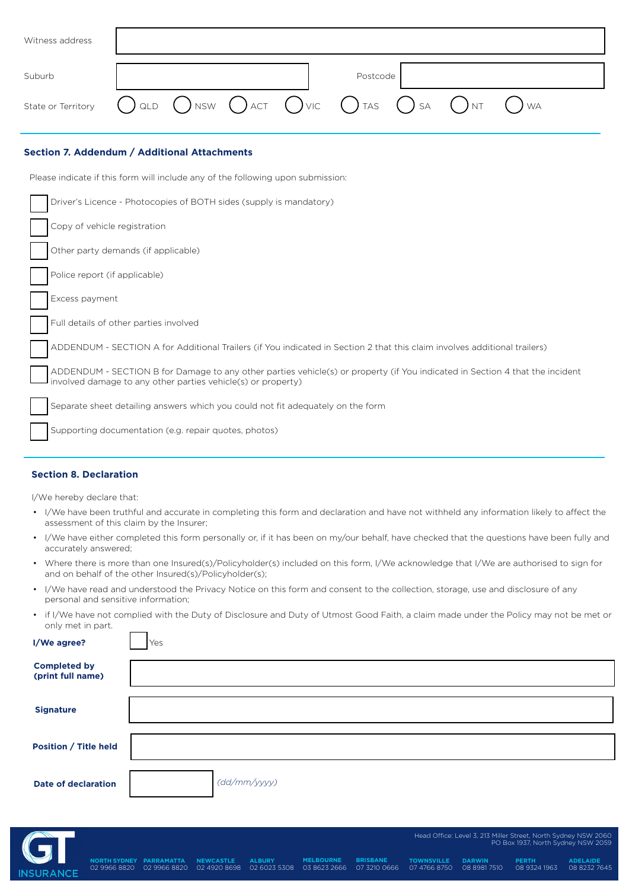| | |
|---|---|
| Witness address | |
| Suburb | Postcode |
| State or Territory | ( ) QLD ( ) NSW ( ) ACT ( ) VIC ( ) TAS ( ) SA ( ) NT ( ) WA |

### Section 7. Addendum / Additional Attachments

Please indicate if this form will include any of the following upon submission:

- ☐ Driver's Licence - Photocopies of BOTH sides (supply is mandatory)
- ☐ Copy of vehicle registration
- ☐ Other party demands (if applicable)
- ☐ Police report (if applicable)
- ☐ Excess payment
- ☐ Full details of other parties involved
- ☐ ADDENDUM - SECTION A for Additional Trailers (if You indicated in Section 2 that this claim involves additional trailers)
- ☐ ADDENDUM - SECTION B for Damage to any other parties vehicle(s) or property (if You indicated in Section 4 that the incident involved damage to any other parties vehicle(s) or property)
- ☐ Separate sheet detailing answers which you could not fit adequately on the form
- ☐ Supporting documentation (e.g. repair quotes, photos)

### Section 8. Declaration

I/We hereby declare that:

- I/We have been truthful and accurate in completing this form and declaration and have not withheld any information likely to affect the assessment of this claim by the Insurer;
- I/We have either completed this form personally or, if it has been on my/our behalf, have checked that the questions have been fully and accurately answered;
- Where there is more than one Insured(s)/Policyholder(s) included on this form, I/We acknowledge that I/We are authorised to sign for and on behalf of the other Insured(s)/Policyholder(s);
- I/We have read and understood the Privacy Notice on this form and consent to the collection, storage, use and disclosure of any personal and sensitive information;
- if I/We have not complied with the Duty of Disclosure and Duty of Utmost Good Faith, a claim made under the Policy may not be met or only met in part.

| | |
|---|---|
| **I/We agree?** | ☐ Yes |
| **Completed by (print full name)** | |
| **Signature** | |
| **Position / Title held** | |
| **Date of declaration** | *(dd/mm/yyyy)* |

GT INSURANCE

Head Office: Level 3, 213 Miller Street, North Sydney NSW 2060
PO Box 1937, North Sydney NSW 2059

**NORTH SYDNEY** 02 9966 8820 **PARRAMATTA** 02 9966 8820 **NEWCASTLE** 02 4920 8698 **ALBURY** 02 6023 5308 **MELBOURNE** 03 8623 2666 **BRISBANE** 07 3210 0666 **TOWNSVILLE** 07 4766 8750 **DARWIN** 08 8981 7510 **PERTH** 08 9324 1963 **ADELAIDE** 08 8232 7645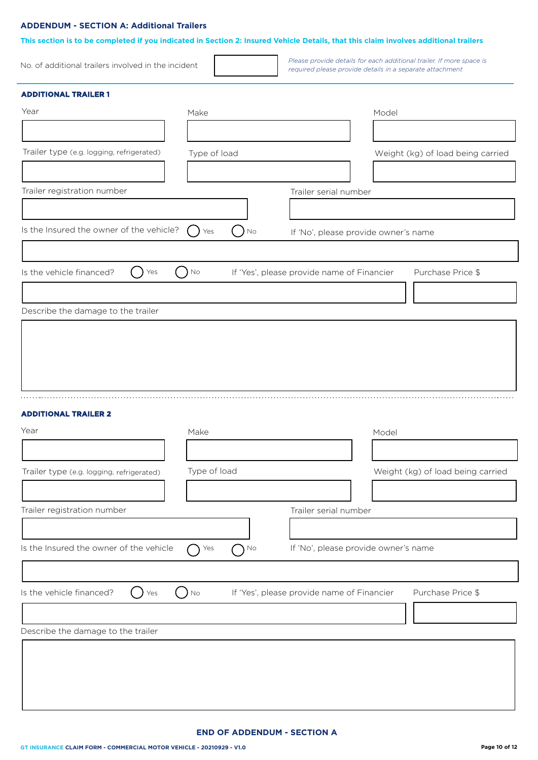## ADDENDUM - SECTION A: Additional Trailers

**This section is to be completed if you indicated in Section 2: Insured Vehicle Details, that this claim involves additional trailers**

No. of additional trailers involved in the incident

*Please provide details for each additional trailer. If more space is required please provide details in a separate attachment*

### ADDITIONAL TRAILER 1

Year

Make

Model

Trailer type (e.g. logging, refrigerated)

Type of load

Weight (kg) of load being carried

Trailer registration number

Trailer serial number

Is the Insured the owner of the vehicle? ◯ Yes ◯ No

If 'No', please provide owner's name

Is the vehicle financed? ◯ Yes ◯ No

If 'Yes', please provide name of Financier

Purchase Price $

Describe the damage to the trailer

### ADDITIONAL TRAILER 2

Year

Make

Model

Trailer type (e.g. logging, refrigerated)

Type of load

Weight (kg) of load being carried

Trailer registration number

Trailer serial number

Is the Insured the owner of the vehicle ◯ Yes ◯ No

If 'No', please provide owner's name

Is the vehicle financed? ◯ Yes ◯ No

If 'Yes', please provide name of Financier

Purchase Price $

Describe the damage to the trailer

**END OF ADDENDUM - SECTION A**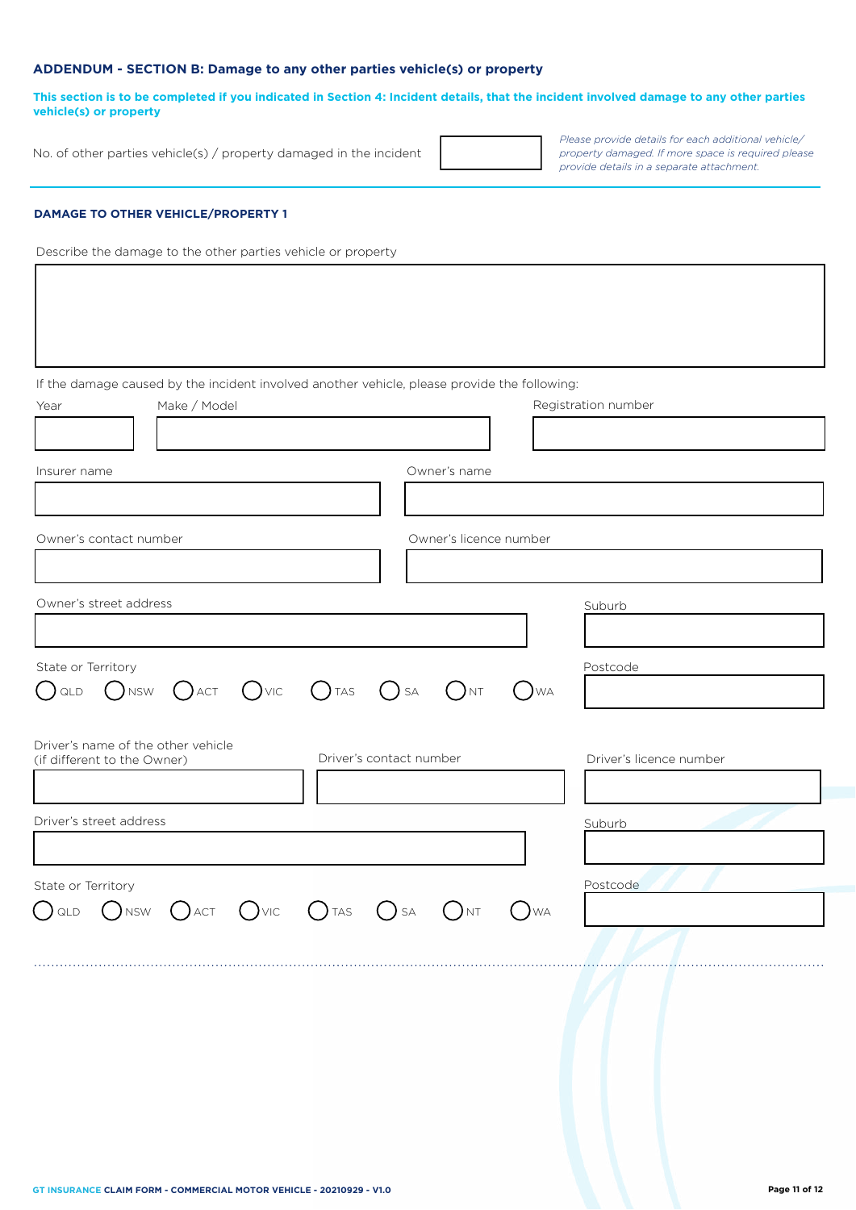## ADDENDUM - SECTION B: Damage to any other parties vehicle(s) or property

**This section is to be completed if you indicated in Section 4: Incident details, that the incident involved damage to any other parties vehicle(s) or property**

No. of other parties vehicle(s) / property damaged in the incident

*Please provide details for each additional vehicle/ property damaged. If more space is required please provide details in a separate attachment.*

### DAMAGE TO OTHER VEHICLE/PROPERTY 1

Describe the damage to the other parties vehicle or property

If the damage caused by the incident involved another vehicle, please provide the following:

Year

Make / Model

Registration number

Insurer name

Owner's name

Owner's contact number

Owner's licence number

Owner's street address

Suburb

State or Territory

○ QLD ○ NSW ○ ACT ○ VIC ○ TAS ○ SA ○ NT ○ WA

Postcode

Driver's name of the other vehicle (if different to the Owner)

Driver's contact number

Driver's licence number

Driver's street address

Suburb

State or Territory

○ QLD ○ NSW ○ ACT ○ VIC ○ TAS ○ SA ○ NT ○ WA

Postcode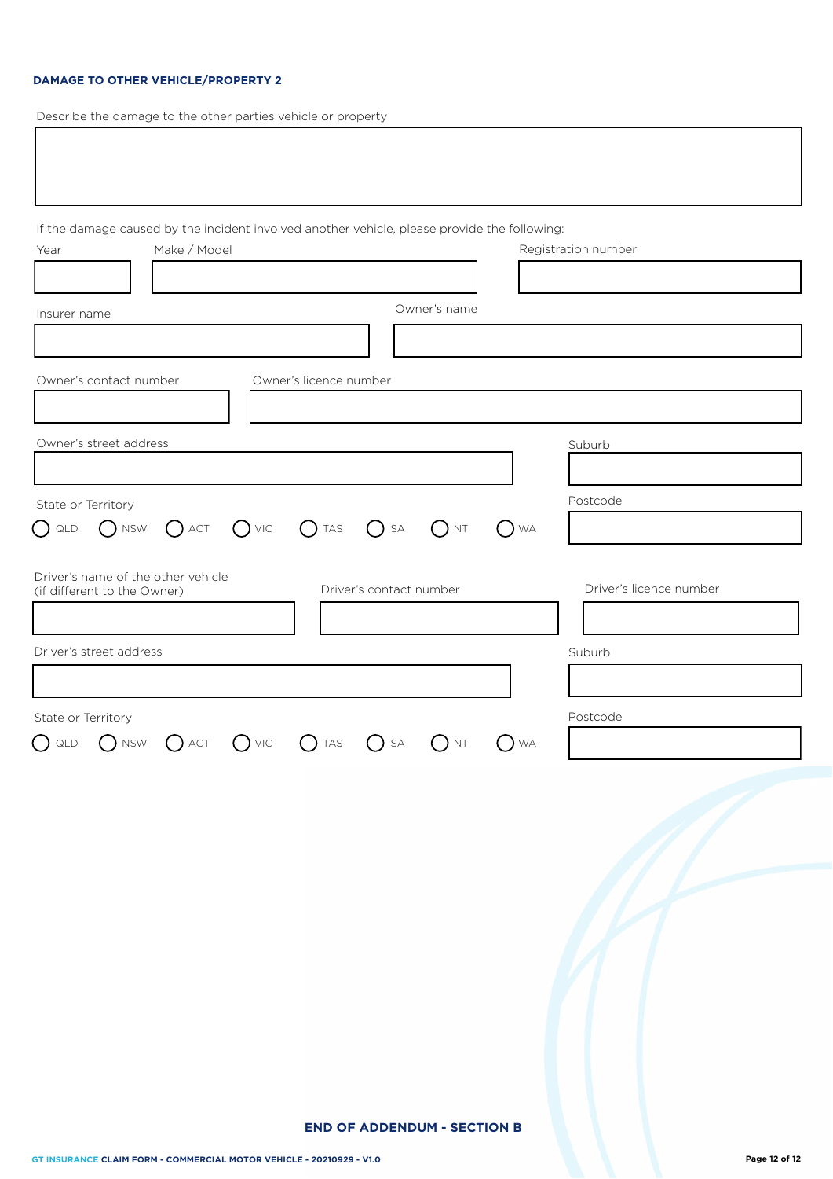**DAMAGE TO OTHER VEHICLE/PROPERTY 2**

Describe the damage to the other parties vehicle or property

If the damage caused by the incident involved another vehicle, please provide the following:

Year

Make / Model

Registration number

Insurer name

Owner's name

Owner's contact number

Owner's licence number

Owner's street address

Suburb

State or Territory

○ QLD ○ NSW ○ ACT ○ VIC ○ TAS ○ SA ○ NT ○ WA

Postcode

Driver's name of the other vehicle (if different to the Owner)

Driver's contact number

Driver's licence number

Driver's street address

Suburb

State or Territory

○ QLD ○ NSW ○ ACT ○ VIC ○ TAS ○ SA ○ NT ○ WA

Postcode

**END OF ADDENDUM - SECTION B**